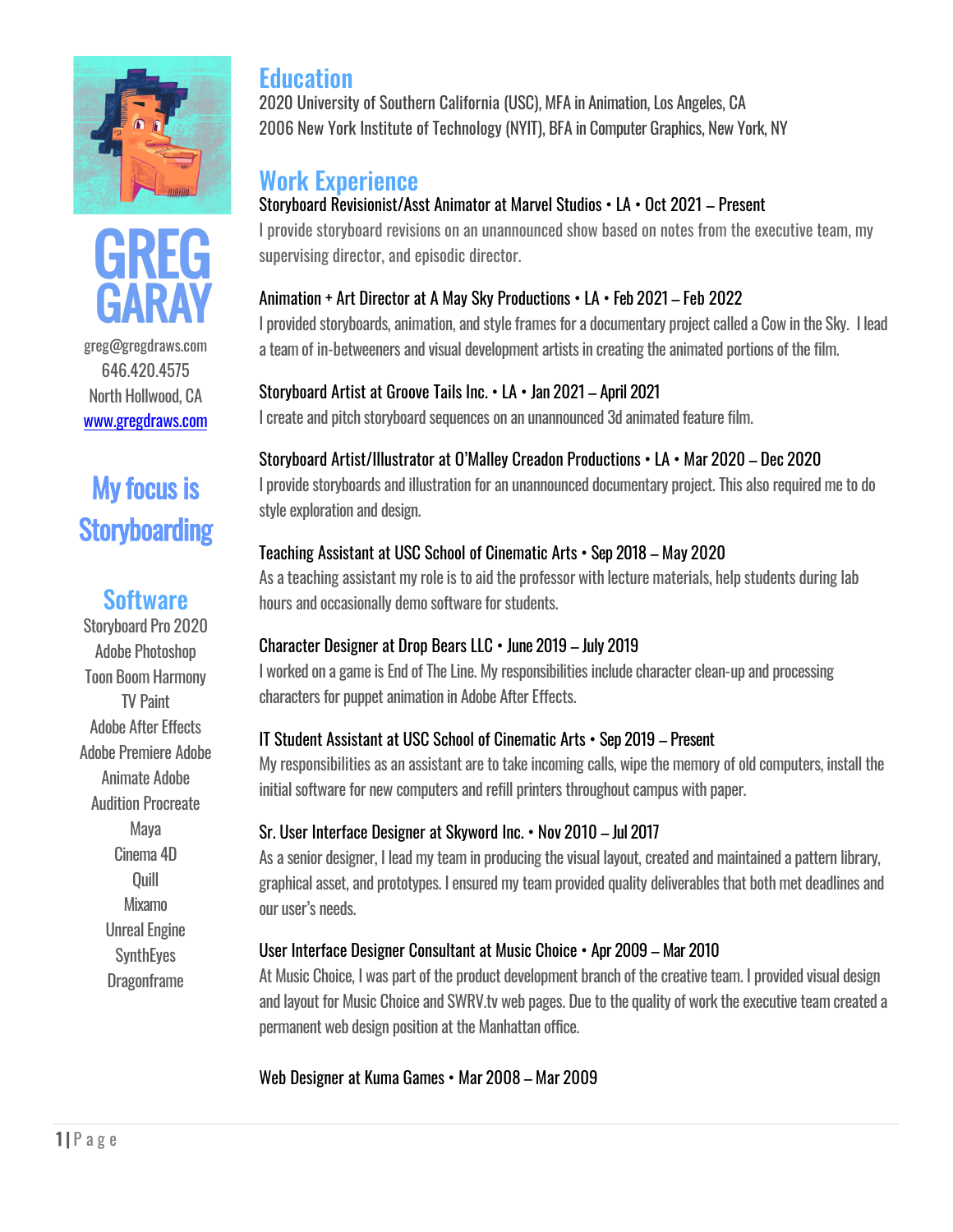# GREG GARAY

greg@gregdraws.com
646.420.4575
North Hollwood, CA
www.gregdraws.com

## My focus is Storyboarding

## Software

Storyboard Pro 2020
Adobe Photoshop
Toon Boom Harmony
TV Paint
Adobe After Effects
Adobe Premiere Adobe
Animate Adobe
Audition Procreate
Maya
Cinema 4D
Quill
Mixamo
Unreal Engine
SynthEyes
Dragonframe

## Education

2020 University of Southern California (USC), MFA in Animation, Los Angeles, CA
2006 New York Institute of Technology (NYIT), BFA in Computer Graphics, New York, NY

## Work Experience

Storyboard Revisionist/Asst Animator at Marvel Studios • LA • Oct 2021 – Present

I provide storyboard revisions on an unannounced show based on notes from the executive team, my supervising director, and episodic director.

Animation + Art Director at A May Sky Productions • LA • Feb 2021 – Feb 2022

I provided storyboards, animation, and style frames for a documentary project called a Cow in the Sky. I lead a team of in-betweeners and visual development artists in creating the animated portions of the film.

Storyboard Artist at Groove Tails Inc. • LA • Jan 2021 – April 2021

I create and pitch storyboard sequences on an unannounced 3d animated feature film.

Storyboard Artist/Illustrator at O'Malley Creadon Productions • LA • Mar 2020 – Dec 2020

I provide storyboards and illustration for an unannounced documentary project. This also required me to do style exploration and design.

Teaching Assistant at USC School of Cinematic Arts • Sep 2018 – May 2020

As a teaching assistant my role is to aid the professor with lecture materials, help students during lab hours and occasionally demo software for students.

Character Designer at Drop Bears LLC • June 2019 – July 2019

I worked on a game is End of The Line. My responsibilities include character clean-up and processing characters for puppet animation in Adobe After Effects.

IT Student Assistant at USC School of Cinematic Arts • Sep 2019 – Present

My responsibilities as an assistant are to take incoming calls, wipe the memory of old computers, install the initial software for new computers and refill printers throughout campus with paper.

Sr. User Interface Designer at Skyword Inc. • Nov 2010 – Jul 2017

As a senior designer, I lead my team in producing the visual layout, created and maintained a pattern library, graphical asset, and prototypes. I ensured my team provided quality deliverables that both met deadlines and our user's needs.

User Interface Designer Consultant at Music Choice • Apr 2009 – Mar 2010

At Music Choice, I was part of the product development branch of the creative team. I provided visual design and layout for Music Choice and SWRV.tv web pages. Due to the quality of work the executive team created a permanent web design position at the Manhattan office.

Web Designer at Kuma Games • Mar 2008 – Mar 2009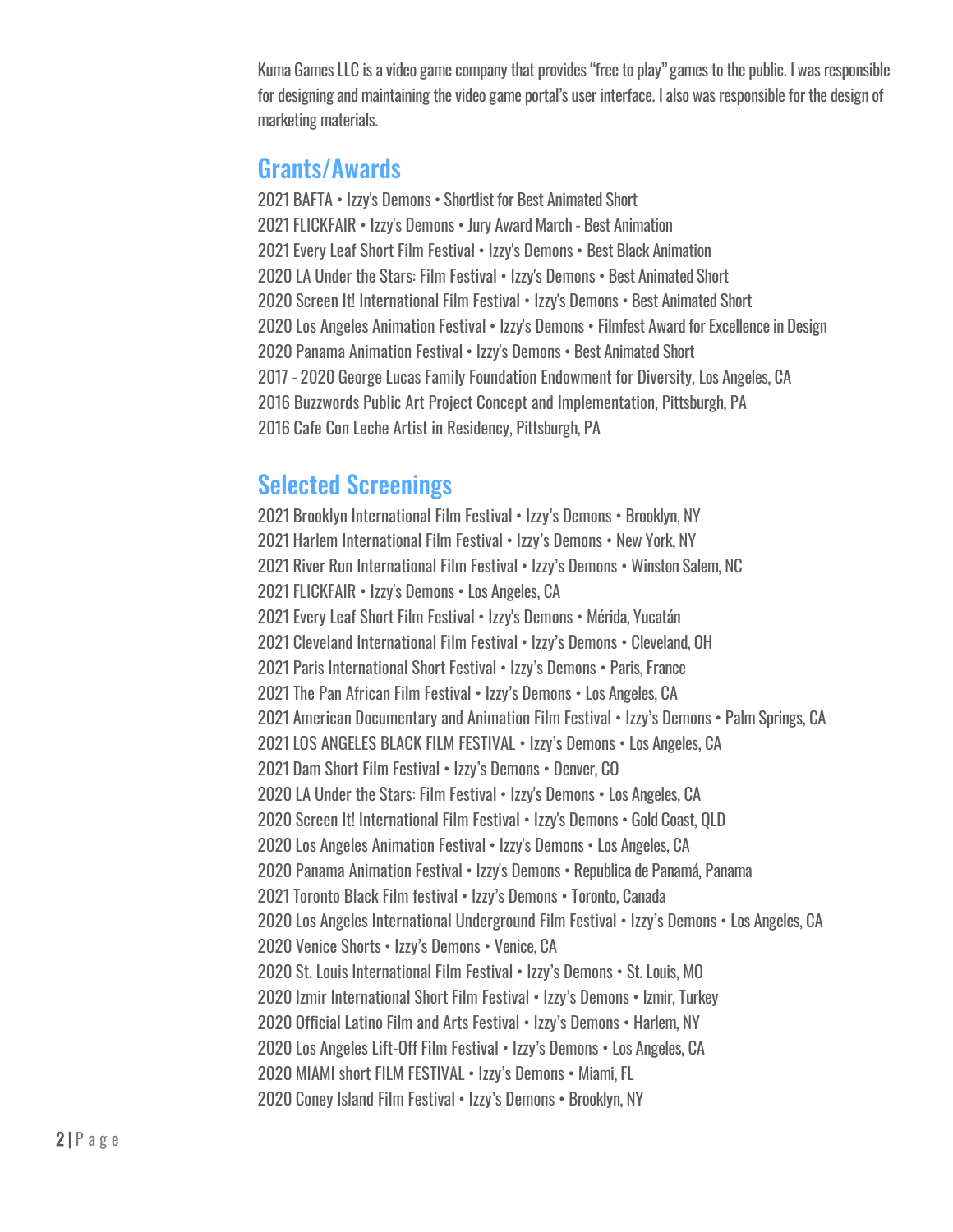Kuma Games LLC is a video game company that provides "free to play" games to the public. I was responsible for designing and maintaining the video game portal's user interface. I also was responsible for the design of marketing materials.

## Grants/Awards

2021 BAFTA • Izzy's Demons • Shortlist for Best Animated Short
2021 FLICKFAIR • Izzy's Demons • Jury Award March - Best Animation
2021 Every Leaf Short Film Festival • Izzy's Demons • Best Black Animation
2020 LA Under the Stars: Film Festival • Izzy's Demons • Best Animated Short
2020 Screen It! International Film Festival • Izzy's Demons • Best Animated Short
2020 Los Angeles Animation Festival • Izzy's Demons • Filmfest Award for Excellence in Design
2020 Panama Animation Festival • Izzy's Demons • Best Animated Short
2017 - 2020 George Lucas Family Foundation Endowment for Diversity, Los Angeles, CA
2016 Buzzwords Public Art Project Concept and Implementation, Pittsburgh, PA
2016 Cafe Con Leche Artist in Residency, Pittsburgh, PA

## Selected Screenings

2021 Brooklyn International Film Festival • Izzy's Demons • Brooklyn, NY
2021 Harlem International Film Festival • Izzy's Demons • New York, NY
2021 River Run International Film Festival • Izzy's Demons • Winston Salem, NC
2021 FLICKFAIR • Izzy's Demons • Los Angeles, CA
2021 Every Leaf Short Film Festival • Izzy's Demons • Mérida, Yucatán
2021 Cleveland International Film Festival • Izzy's Demons • Cleveland, OH
2021 Paris International Short Festival • Izzy's Demons • Paris, France
2021 The Pan African Film Festival • Izzy's Demons • Los Angeles, CA
2021 American Documentary and Animation Film Festival • Izzy's Demons • Palm Springs, CA
2021 LOS ANGELES BLACK FILM FESTIVAL • Izzy's Demons • Los Angeles, CA
2021 Dam Short Film Festival • Izzy's Demons • Denver, CO
2020 LA Under the Stars: Film Festival • Izzy's Demons • Los Angeles, CA
2020 Screen It! International Film Festival • Izzy's Demons • Gold Coast, QLD
2020 Los Angeles Animation Festival • Izzy's Demons • Los Angeles, CA
2020 Panama Animation Festival • Izzy's Demons • Republica de Panamá, Panama
2021 Toronto Black Film festival • Izzy's Demons • Toronto, Canada
2020 Los Angeles International Underground Film Festival • Izzy's Demons • Los Angeles, CA
2020 Venice Shorts • Izzy's Demons • Venice, CA
2020 St. Louis International Film Festival • Izzy's Demons • St. Louis, MO
2020 Izmir International Short Film Festival • Izzy's Demons • Izmir, Turkey
2020 Official Latino Film and Arts Festival • Izzy's Demons • Harlem, NY
2020 Los Angeles Lift-Off Film Festival • Izzy's Demons • Los Angeles, CA
2020 MIAMI short FILM FESTIVAL • Izzy's Demons • Miami, FL
2020 Coney Island Film Festival • Izzy's Demons • Brooklyn, NY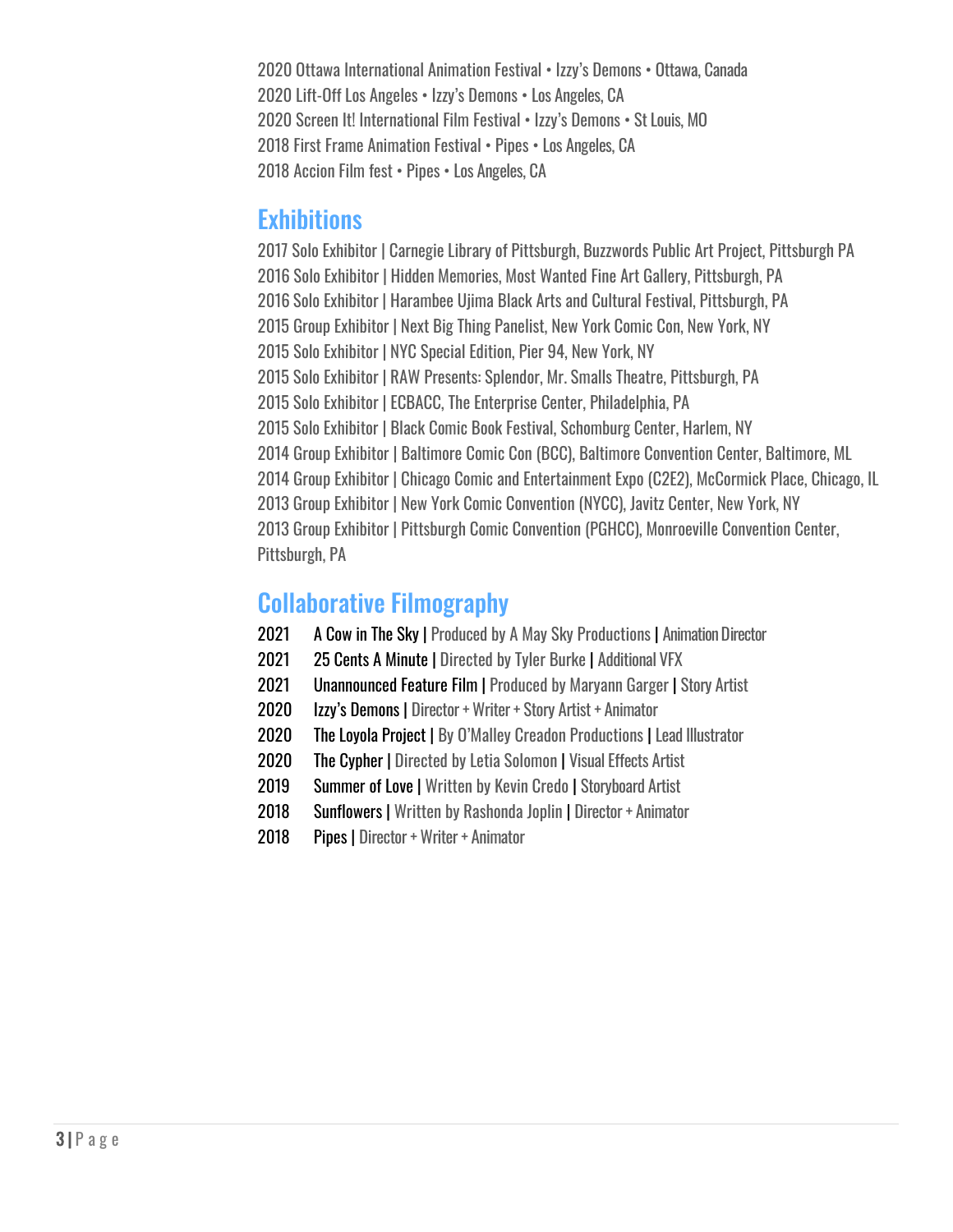2020 Ottawa International Animation Festival • Izzy's Demons • Ottawa, Canada
2020 Lift-Off Los Angeles • Izzy's Demons • Los Angeles, CA
2020 Screen It! International Film Festival • Izzy's Demons • St Louis, MO
2018 First Frame Animation Festival • Pipes • Los Angeles, CA
2018 Accion Film fest • Pipes • Los Angeles, CA

## Exhibitions

2017 Solo Exhibitor | Carnegie Library of Pittsburgh, Buzzwords Public Art Project, Pittsburgh PA
2016 Solo Exhibitor | Hidden Memories, Most Wanted Fine Art Gallery, Pittsburgh, PA
2016 Solo Exhibitor | Harambee Ujima Black Arts and Cultural Festival, Pittsburgh, PA
2015 Group Exhibitor | Next Big Thing Panelist, New York Comic Con, New York, NY
2015 Solo Exhibitor | NYC Special Edition, Pier 94, New York, NY
2015 Solo Exhibitor | RAW Presents: Splendor, Mr. Smalls Theatre, Pittsburgh, PA
2015 Solo Exhibitor | ECBACC, The Enterprise Center, Philadelphia, PA
2015 Solo Exhibitor | Black Comic Book Festival, Schomburg Center, Harlem, NY
2014 Group Exhibitor | Baltimore Comic Con (BCC), Baltimore Convention Center, Baltimore, ML
2014 Group Exhibitor | Chicago Comic and Entertainment Expo (C2E2), McCormick Place, Chicago, IL
2013 Group Exhibitor | New York Comic Convention (NYCC), Javitz Center, New York, NY
2013 Group Exhibitor | Pittsburgh Comic Convention (PGHCC), Monroeville Convention Center, Pittsburgh, PA

## Collaborative Filmography

2021 A Cow in The Sky | Produced by A May Sky Productions | Animation Director
2021 25 Cents A Minute | Directed by Tyler Burke | Additional VFX
2021 Unannounced Feature Film | Produced by Maryann Garger | Story Artist
2020 Izzy's Demons | Director + Writer + Story Artist + Animator
2020 The Loyola Project | By O'Malley Creadon Productions | Lead Illustrator
2020 The Cypher | Directed by Letia Solomon | Visual Effects Artist
2019 Summer of Love | Written by Kevin Credo | Storyboard Artist
2018 Sunflowers | Written by Rashonda Joplin | Director + Animator
2018 Pipes | Director + Writer + Animator